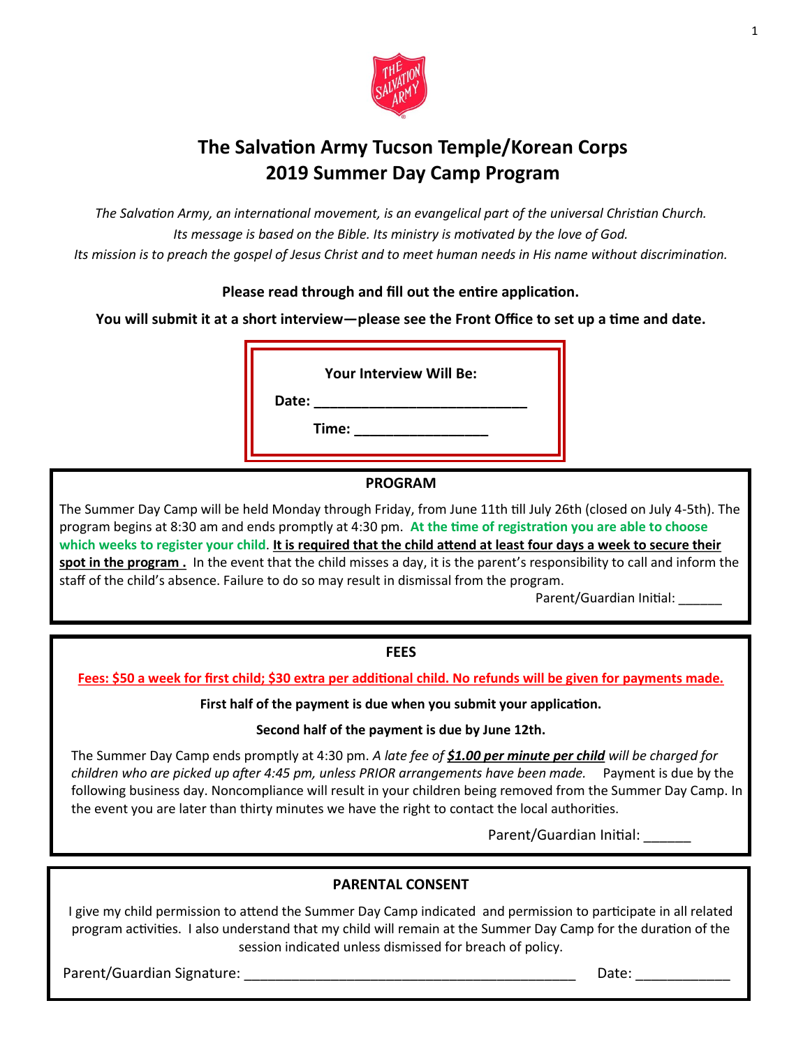# The Salvation Army Tucson Temple/Korean Corps
# 2019 Summer Day Camp Program

*The Salvation Army, an international movement, is an evangelical part of the universal Christian Church.*
*Its message is based on the Bible. Its ministry is motivated by the love of God.*
*Its mission is to preach the gospel of Jesus Christ and to meet human needs in His name without discrimination.*

**Please read through and fill out the entire application.**

**You will submit it at a short interview—please see the Front Office to set up a time and date.**

**Your Interview Will Be:**

**Date:** ____________________________

**Time:** _________________

## PROGRAM

The Summer Day Camp will be held Monday through Friday, from June 11th till July 26th (closed on July 4-5th). The program begins at 8:30 am and ends promptly at 4:30 pm. **At the time of registration you are able to choose which weeks to register your child**. **It is required that the child attend at least four days a week to secure their spot in the program .** In the event that the child misses a day, it is the parent's responsibility to call and inform the staff of the child's absence. Failure to do so may result in dismissal from the program.

Parent/Guardian Initial: ______

## FEES

**Fees: $50 a week for first child; $30 extra per additional child. No refunds will be given for payments made.**

**First half of the payment is due when you submit your application.**

**Second half of the payment is due by June 12th.**

The Summer Day Camp ends promptly at 4:30 pm. *A late fee of **$1.00 per minute per child** will be charged for children who are picked up after 4:45 pm, unless PRIOR arrangements have been made.* Payment is due by the following business day. Noncompliance will result in your children being removed from the Summer Day Camp. In the event you are later than thirty minutes we have the right to contact the local authorities.

Parent/Guardian Initial: ______

## PARENTAL CONSENT

I give my child permission to attend the Summer Day Camp indicated and permission to participate in all related program activities. I also understand that my child will remain at the Summer Day Camp for the duration of the session indicated unless dismissed for breach of policy.

Parent/Guardian Signature: ____________________________________________ Date: ____________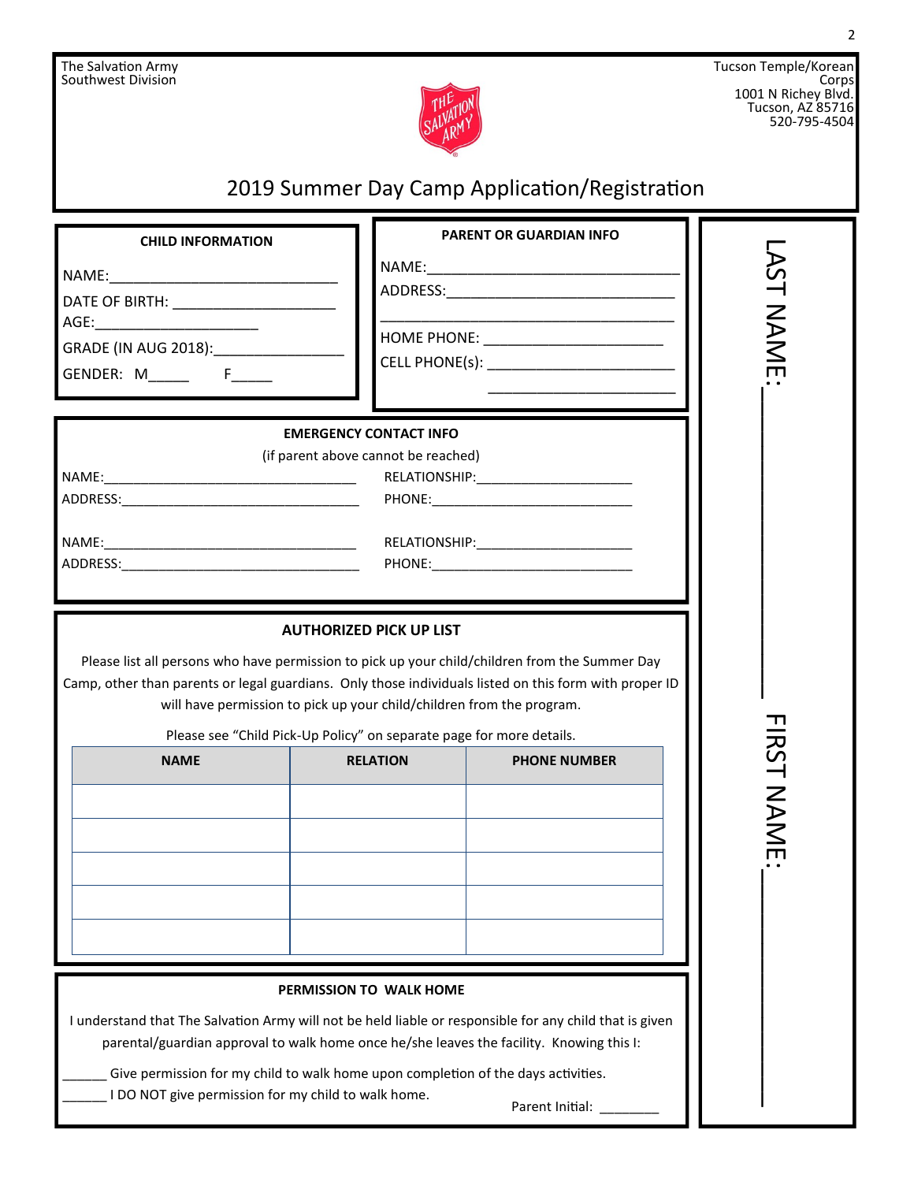The Salvation Army
Southwest Division

Tucson Temple/Korean Corps
1001 N Richey Blvd.
Tucson, AZ 85716
520-795-4504

# 2019 Summer Day Camp Application/Registration

LAST NAME:____________________

FIRST NAME:____________________

**CHILD INFORMATION**

NAME:____________________________

DATE OF BIRTH: ____________________

AGE:____________________

GRADE (IN AUG 2018):________________

GENDER: M_____ F_____

**PARENT OR GUARDIAN INFO**

NAME:________________________________

ADDRESS:_____________________________

_____________________________________

HOME PHONE: ______________________

CELL PHONE(s): ______________________

______________________

**EMERGENCY CONTACT INFO**

(if parent above cannot be reached)

NAME:__________________________________ RELATIONSHIP:_____________________

ADDRESS:________________________________ PHONE:___________________________

NAME:__________________________________ RELATIONSHIP:_____________________

ADDRESS:________________________________ PHONE:___________________________

**AUTHORIZED PICK UP LIST**

Please list all persons who have permission to pick up your child/children from the Summer Day Camp, other than parents or legal guardians. Only those individuals listed on this form with proper ID will have permission to pick up your child/children from the program.

Please see "Child Pick-Up Policy" on separate page for more details.

| NAME | RELATION | PHONE NUMBER |
|---|---|---|
| | | |
| | | |
| | | |
| | | |
| | | |

**PERMISSION TO WALK HOME**

I understand that The Salvation Army will not be held liable or responsible for any child that is given parental/guardian approval to walk home once he/she leaves the facility. Knowing this I:

______ Give permission for my child to walk home upon completion of the days activities.

______ I DO NOT give permission for my child to walk home.

Parent Initial: ________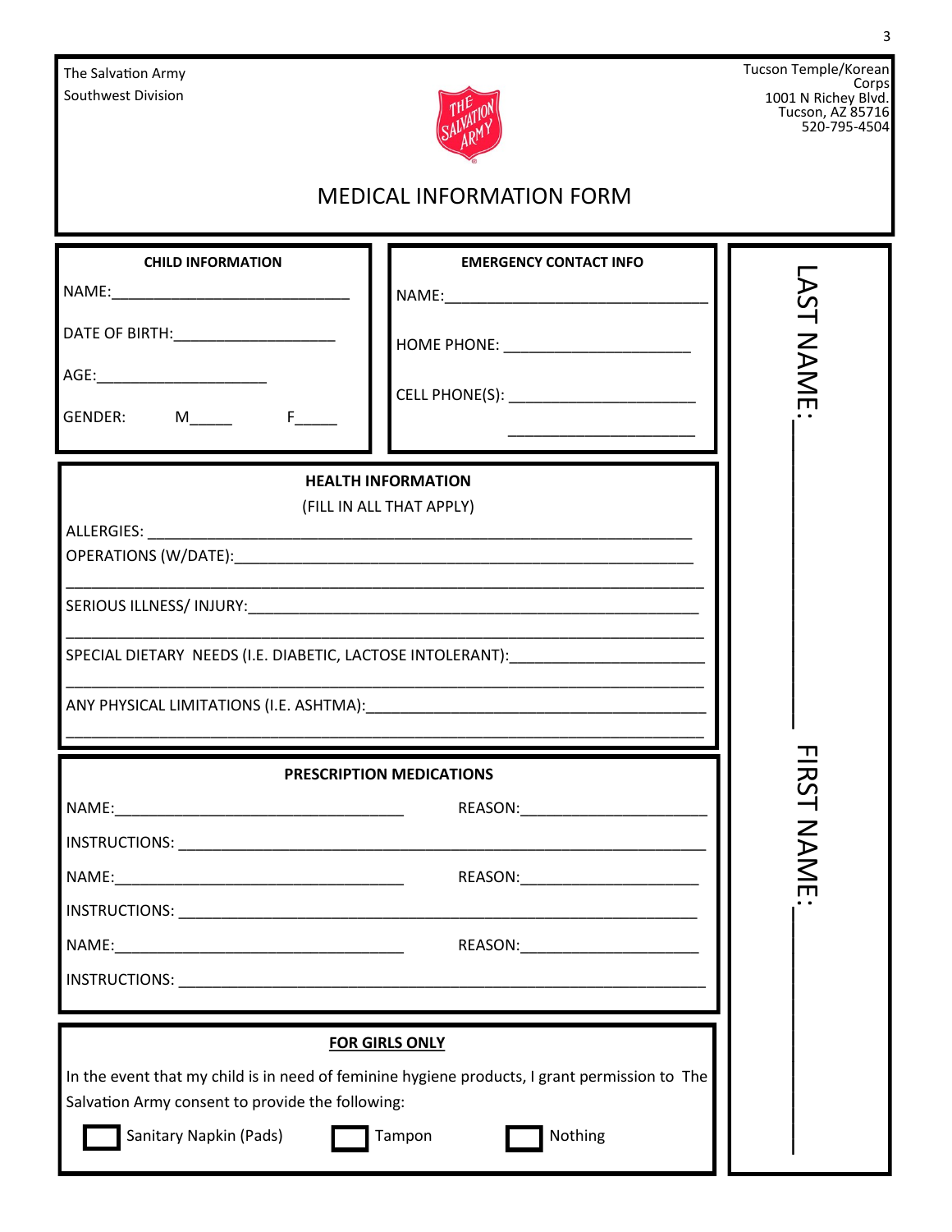The Salvation Army
Southwest Division

Tucson Temple/Korean Corps
1001 N Richey Blvd.
Tucson, AZ 85716
520-795-4504

# MEDICAL INFORMATION FORM

**CHILD INFORMATION**

NAME:____________________________

DATE OF BIRTH:___________________

AGE:____________________

GENDER: M_____ F_____

**EMERGENCY CONTACT INFO**

NAME:______________________________

HOME PHONE: ______________________

CELL PHONE(S): _____________________

_____________________

**HEALTH INFORMATION**
(FILL IN ALL THAT APPLY)

ALLERGIES: ______________________________________________________________

OPERATIONS (W/DATE):______________________________________________________

_________________________________________________________________________

SERIOUS ILLNESS/ INJURY:____________________________________________________

_________________________________________________________________________

SPECIAL DIETARY NEEDS (I.E. DIABETIC, LACTOSE INTOLERANT):_____________________

_________________________________________________________________________

ANY PHYSICAL LIMITATIONS (I.E. ASHTMA):______________________________________

_________________________________________________________________________

**PRESCRIPTION MEDICATIONS**

NAME:_________________________________ REASON:_____________________

INSTRUCTIONS: ___________________________________________________________

NAME:_________________________________ REASON:_____________________

INSTRUCTIONS: ___________________________________________________________

NAME:_________________________________ REASON:_____________________

INSTRUCTIONS: ___________________________________________________________

**FOR GIRLS ONLY**

In the event that my child is in need of feminine hygiene products, I grant permission to The Salvation Army consent to provide the following:

☐ Sanitary Napkin (Pads) ☐ Tampon ☐ Nothing

LAST NAME:____________________

FIRST NAME:____________________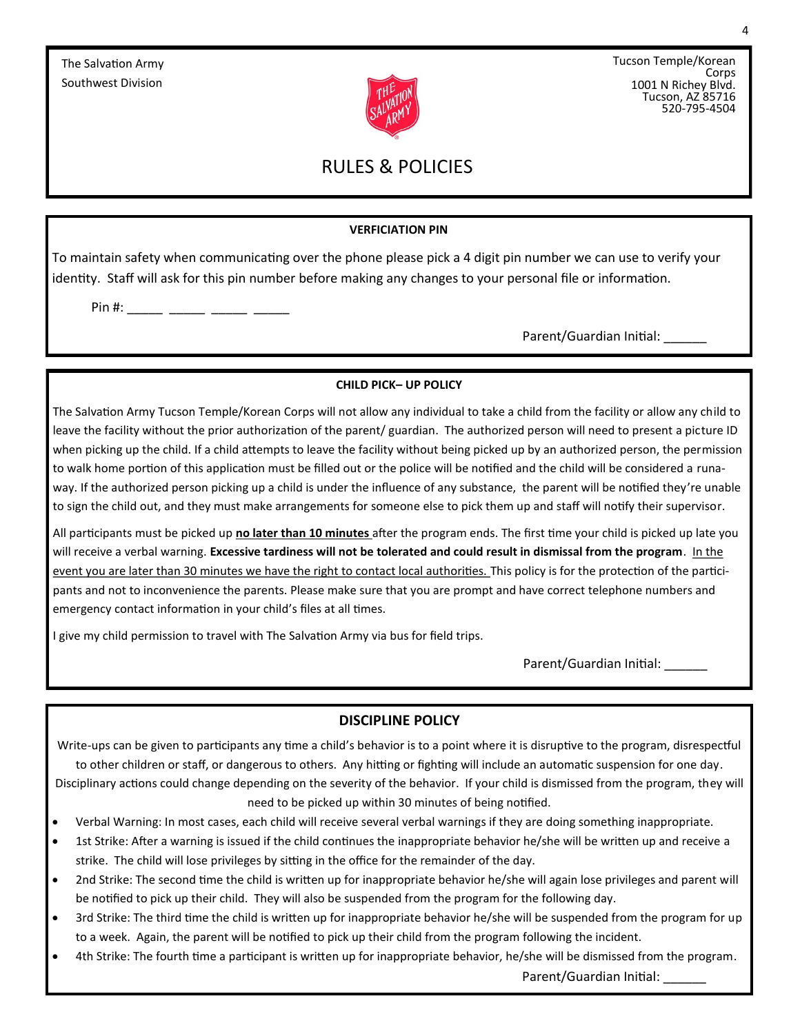The Salvation Army
Southwest Division

Tucson Temple/Korean Corps
1001 N Richey Blvd.
Tucson, AZ 85716
520-795-4504

# RULES & POLICIES

**VERFICIATION PIN**

To maintain safety when communicating over the phone please pick a 4 digit pin number we can use to verify your identity. Staff will ask for this pin number before making any changes to your personal file or information.

Pin #: _____ _____ _____ _____

Parent/Guardian Initial: ______

**CHILD PICK– UP POLICY**

The Salvation Army Tucson Temple/Korean Corps will not allow any individual to take a child from the facility or allow any child to leave the facility without the prior authorization of the parent/ guardian. The authorized person will need to present a picture ID when picking up the child. If a child attempts to leave the facility without being picked up by an authorized person, the permission to walk home portion of this application must be filled out or the police will be notified and the child will be considered a runaway. If the authorized person picking up a child is under the influence of any substance, the parent will be notified they're unable to sign the child out, and they must make arrangements for someone else to pick them up and staff will notify their supervisor.

All participants must be picked up **no later than 10 minutes** after the program ends. The first time your child is picked up late you will receive a verbal warning. **Excessive tardiness will not be tolerated and could result in dismissal from the program**. In the event you are later than 30 minutes we have the right to contact local authorities. This policy is for the protection of the participants and not to inconvenience the parents. Please make sure that you are prompt and have correct telephone numbers and emergency contact information in your child's files at all times.

I give my child permission to travel with The Salvation Army via bus for field trips.

Parent/Guardian Initial: ______

**DISCIPLINE POLICY**

Write-ups can be given to participants any time a child's behavior is to a point where it is disruptive to the program, disrespectful to other children or staff, or dangerous to others. Any hitting or fighting will include an automatic suspension for one day. Disciplinary actions could change depending on the severity of the behavior. If your child is dismissed from the program, they will need to be picked up within 30 minutes of being notified.

- Verbal Warning: In most cases, each child will receive several verbal warnings if they are doing something inappropriate.
- 1st Strike: After a warning is issued if the child continues the inappropriate behavior he/she will be written up and receive a strike. The child will lose privileges by sitting in the office for the remainder of the day.
- 2nd Strike: The second time the child is written up for inappropriate behavior he/she will again lose privileges and parent will be notified to pick up their child. They will also be suspended from the program for the following day.
- 3rd Strike: The third time the child is written up for inappropriate behavior he/she will be suspended from the program for up to a week. Again, the parent will be notified to pick up their child from the program following the incident.
- 4th Strike: The fourth time a participant is written up for inappropriate behavior, he/she will be dismissed from the program.

Parent/Guardian Initial: ______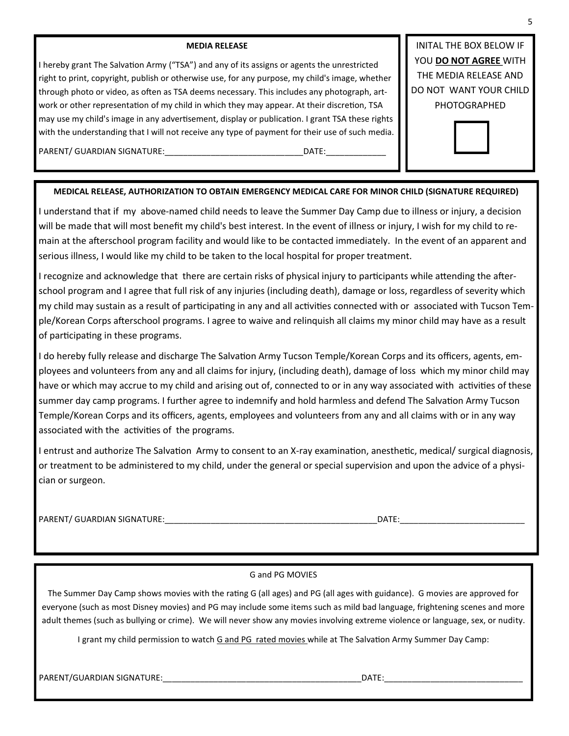**MEDIA RELEASE**

I hereby grant The Salvation Army ("TSA") and any of its assigns or agents the unrestricted right to print, copyright, publish or otherwise use, for any purpose, my child's image, whether through photo or video, as often as TSA deems necessary. This includes any photograph, art-work or other representation of my child in which they may appear. At their discretion, TSA may use my child's image in any advertisement, display or publication. I grant TSA these rights with the understanding that I will not receive any type of payment for their use of such media.

PARENT/ GUARDIAN SIGNATURE:_____________________________DATE:_____________

INITAL THE BOX BELOW IF YOU **DO NOT AGREE** WITH THE MEDIA RELEASE AND DO NOT WANT YOUR CHILD PHOTOGRAPHED

☐

**MEDICAL RELEASE, AUTHORIZATION TO OBTAIN EMERGENCY MEDICAL CARE FOR MINOR CHILD (SIGNATURE REQUIRED)**

I understand that if my above-named child needs to leave the Summer Day Camp due to illness or injury, a decision will be made that will most benefit my child's best interest. In the event of illness or injury, I wish for my child to remain at the afterschool program facility and would like to be contacted immediately. In the event of an apparent and serious illness, I would like my child to be taken to the local hospital for proper treatment.

I recognize and acknowledge that there are certain risks of physical injury to participants while attending the after-school program and I agree that full risk of any injuries (including death), damage or loss, regardless of severity which my child may sustain as a result of participating in any and all activities connected with or associated with Tucson Temple/Korean Corps afterschool programs. I agree to waive and relinquish all claims my minor child may have as a result of participating in these programs.

I do hereby fully release and discharge The Salvation Army Tucson Temple/Korean Corps and its officers, agents, employees and volunteers from any and all claims for injury, (including death), damage of loss which my minor child may have or which may accrue to my child and arising out of, connected to or in any way associated with activities of these summer day camp programs. I further agree to indemnify and hold harmless and defend The Salvation Army Tucson Temple/Korean Corps and its officers, agents, employees and volunteers from any and all claims with or in any way associated with the activities of the programs.

I entrust and authorize The Salvation Army to consent to an X-ray examination, anesthetic, medical/ surgical diagnosis, or treatment to be administered to my child, under the general or special supervision and upon the advice of a physician or surgeon.

PARENT/ GUARDIAN SIGNATURE:_____________________________________________DATE:__________________________

G and PG MOVIES

The Summer Day Camp shows movies with the rating G (all ages) and PG (all ages with guidance). G movies are approved for everyone (such as most Disney movies) and PG may include some items such as mild bad language, frightening scenes and more adult themes (such as bullying or crime). We will never show any movies involving extreme violence or language, sex, or nudity.

I grant my child permission to watch G and PG rated movies while at The Salvation Army Summer Day Camp:

PARENT/GUARDIAN SIGNATURE:___________________________________________DATE:______________________________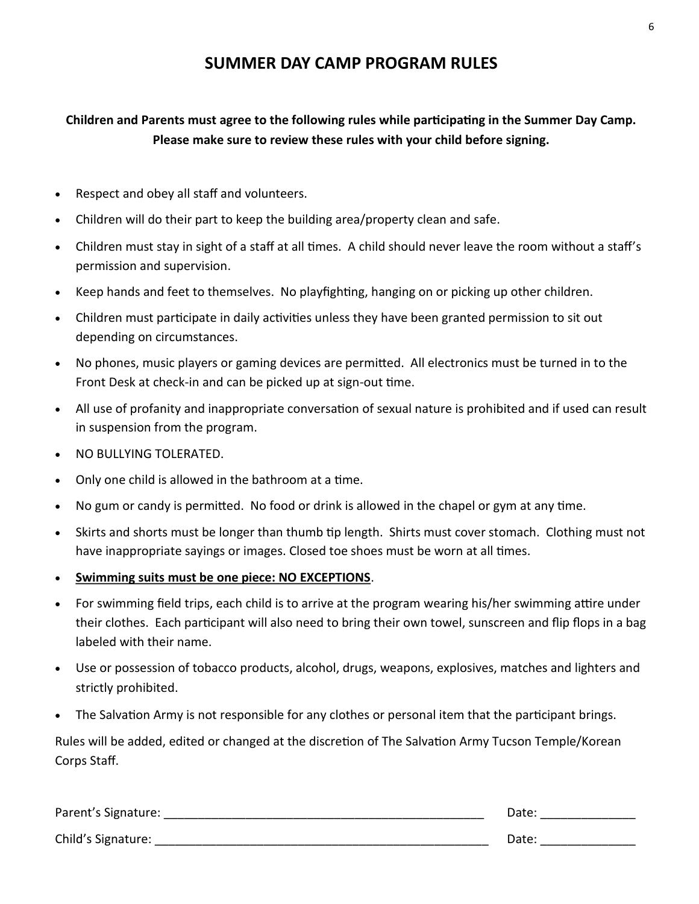# SUMMER DAY CAMP PROGRAM RULES

**Children and Parents must agree to the following rules while participating in the Summer Day Camp. Please make sure to review these rules with your child before signing.**

- Respect and obey all staff and volunteers.
- Children will do their part to keep the building area/property clean and safe.
- Children must stay in sight of a staff at all times. A child should never leave the room without a staff's permission and supervision.
- Keep hands and feet to themselves. No playfighting, hanging on or picking up other children.
- Children must participate in daily activities unless they have been granted permission to sit out depending on circumstances.
- No phones, music players or gaming devices are permitted. All electronics must be turned in to the Front Desk at check-in and can be picked up at sign-out time.
- All use of profanity and inappropriate conversation of sexual nature is prohibited and if used can result in suspension from the program.
- NO BULLYING TOLERATED.
- Only one child is allowed in the bathroom at a time.
- No gum or candy is permitted. No food or drink is allowed in the chapel or gym at any time.
- Skirts and shorts must be longer than thumb tip length. Shirts must cover stomach. Clothing must not have inappropriate sayings or images. Closed toe shoes must be worn at all times.
- <u>**Swimming suits must be one piece: NO EXCEPTIONS**</u>.
- For swimming field trips, each child is to arrive at the program wearing his/her swimming attire under their clothes. Each participant will also need to bring their own towel, sunscreen and flip flops in a bag labeled with their name.
- Use or possession of tobacco products, alcohol, drugs, weapons, explosives, matches and lighters and strictly prohibited.
- The Salvation Army is not responsible for any clothes or personal item that the participant brings.

Rules will be added, edited or changed at the discretion of The Salvation Army Tucson Temple/Korean Corps Staff.

Parent's Signature: ________________________________________________ Date: ______________

Child's Signature: _________________________________________________ Date: ______________